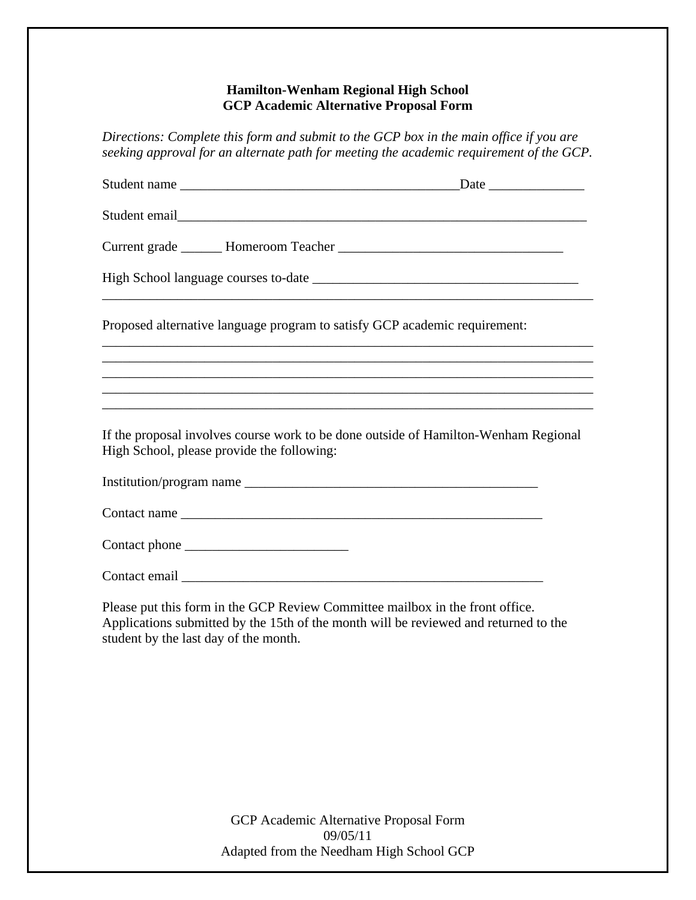**Hamilton-Wenham Regional High School**
**GCP Academic Alternative Proposal Form**

*Directions: Complete this form and submit to the GCP box in the main office if you are seeking approval for an alternate path for meeting the academic requirement of the GCP.*

Student name ________________________________________Date ______________

Student email___________________________________________________________

Current grade ______ Homeroom Teacher _________________________________

High School language courses to-date _______________________________________
________________________________________________________________________

Proposed alternative language program to satisfy GCP academic requirement:
________________________________________________________________________
________________________________________________________________________
________________________________________________________________________
________________________________________________________________________
________________________________________________________________________

If the proposal involves course work to be done outside of Hamilton-Wenham Regional High School, please provide the following:

Institution/program name ____________________________________________

Contact name _______________________________________________________

Contact phone ________________________

Contact email _______________________________________________________

Please put this form in the GCP Review Committee mailbox in the front office. Applications submitted by the 15th of the month will be reviewed and returned to the student by the last day of the month.

GCP Academic Alternative Proposal Form
09/05/11
Adapted from the Needham High School GCP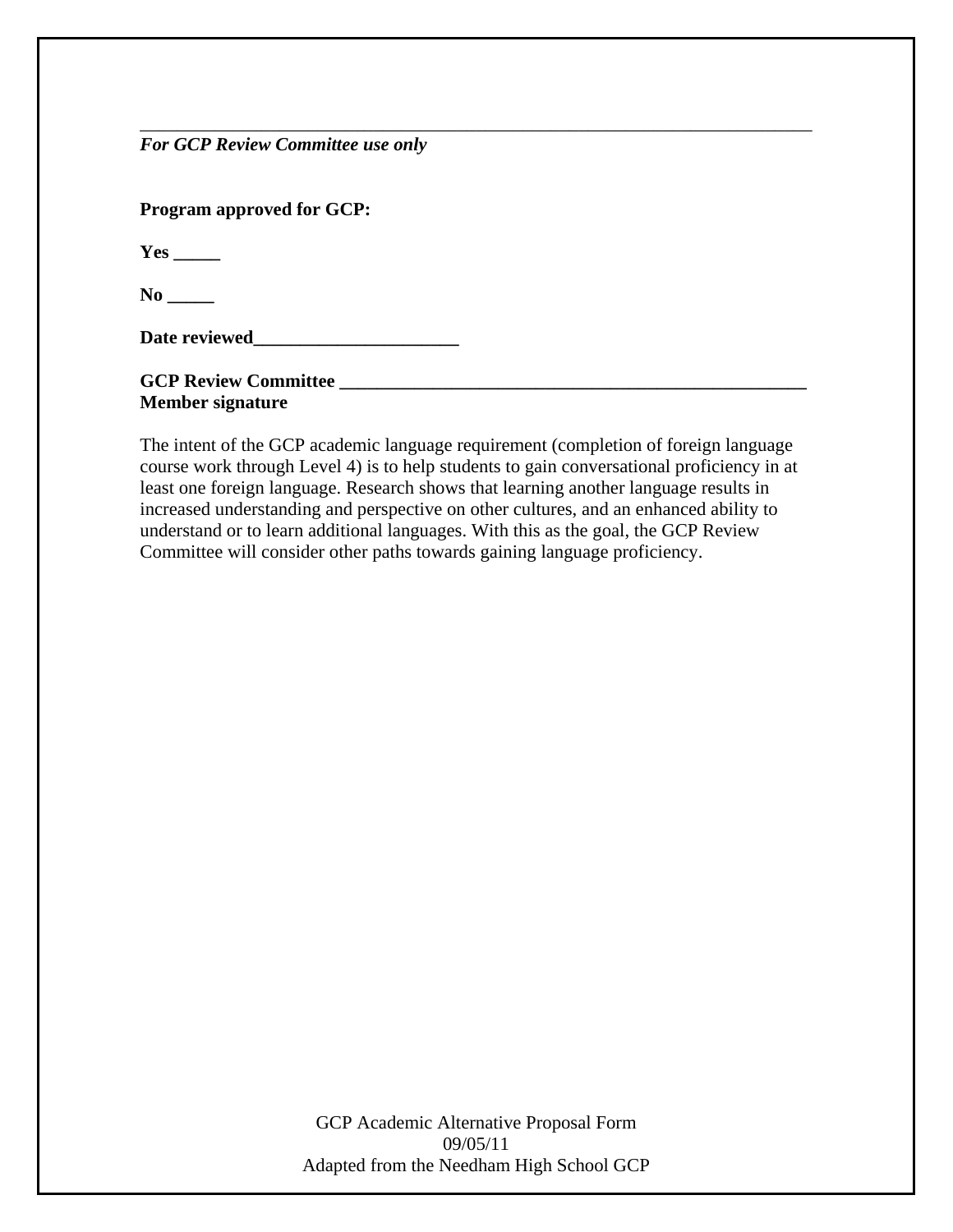---

***For GCP Review Committee use only***

**Program approved for GCP:**

**Yes _____**

**No _____**

**Date reviewed______________________**

**GCP Review Committee ___________________________________________________**
**Member signature**

The intent of the GCP academic language requirement (completion of foreign language course work through Level 4) is to help students to gain conversational proficiency in at least one foreign language. Research shows that learning another language results in increased understanding and perspective on other cultures, and an enhanced ability to understand or to learn additional languages. With this as the goal, the GCP Review Committee will consider other paths towards gaining language proficiency.

GCP Academic Alternative Proposal Form
09/05/11
Adapted from the Needham High School GCP